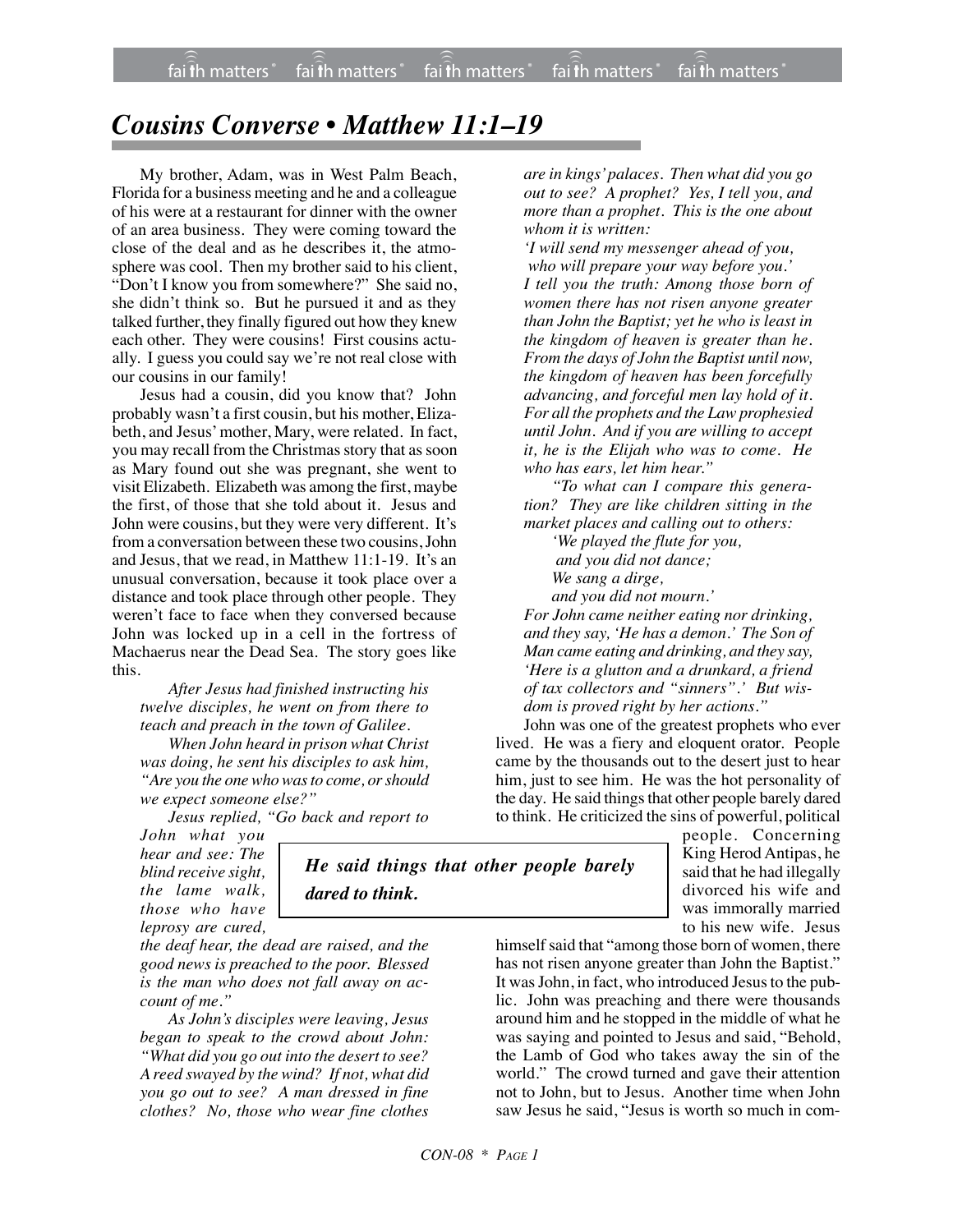# Cousins Converse • Matthew 11:1–19

My brother, Adam, was in West Palm Beach, Florida for a business meeting and he and a colleague of his were at a restaurant for dinner with the owner of an area business. They were coming toward the close of the deal and as he describes it, the atmosphere was cool. Then my brother said to his client, "Don't I know you from somewhere?" She said no, she didn't think so. But he pursued it and as they talked further, they finally figured out how they knew each other. They were cousins! First cousins actually. I guess you could say we're not real close with our cousins in our family!

Jesus had a cousin, did you know that? John probably wasn't a first cousin, but his mother, Elizabeth, and Jesus' mother, Mary, were related. In fact, you may recall from the Christmas story that as soon as Mary found out she was pregnant, she went to visit Elizabeth. Elizabeth was among the first, maybe the first, of those that she told about it. Jesus and John were cousins, but they were very different. It's from a conversation between these two cousins, John and Jesus, that we read, in Matthew 11:1-19. It's an unusual conversation, because it took place over a distance and took place through other people. They weren't face to face when they conversed because John was locked up in a cell in the fortress of Machaerus near the Dead Sea. The story goes like this.

*After Jesus had finished instructing his twelve disciples, he went on from there to teach and preach in the town of Galilee.*

*When John heard in prison what Christ was doing, he sent his disciples to ask him, "Are you the one who was to come, or should we expect someone else?"*

*Jesus replied, "Go back and report to John what you hear and see: The blind receive sight, the lame walk, those who have leprosy are cured, the deaf hear, the dead are raised, and the good news is preached to the poor. Blessed is the man who does not fall away on account of me."*

*As John's disciples were leaving, Jesus began to speak to the crowd about John: "What did you go out into the desert to see? A reed swayed by the wind? If not, what did you go out to see? A man dressed in fine clothes? No, those who wear fine clothes are in kings' palaces. Then what did you go out to see? A prophet? Yes, I tell you, and more than a prophet. This is the one about whom it is written:*

*'I will send my messenger ahead of you,*
*who will prepare your way before you.'*

*I tell you the truth: Among those born of women there has not risen anyone greater than John the Baptist; yet he who is least in the kingdom of heaven is greater than he. From the days of John the Baptist until now, the kingdom of heaven has been forcefully advancing, and forceful men lay hold of it. For all the prophets and the Law prophesied until John. And if you are willing to accept it, he is the Elijah who was to come. He who has ears, let him hear."*

*"To what can I compare this generation? They are like children sitting in the market places and calling out to others:*

*'We played the flute for you,*
*and you did not dance;*
*We sang a dirge,*
*and you did not mourn.'*

*For John came neither eating nor drinking, and they say, 'He has a demon.' The Son of Man came eating and drinking, and they say, 'Here is a glutton and a drunkard, a friend of tax collectors and "sinners".' But wisdom is proved right by her actions."*

John was one of the greatest prophets who ever lived. He was a fiery and eloquent orator. People came by the thousands out to the desert just to hear him, just to see him. He was the hot personality of the day. He said things that other people barely dared to think. He criticized the sins of powerful, political people. Concerning King Herod Antipas, he said that he had illegally divorced his wife and was immorally married to his new wife. Jesus himself said that "among those born of women, there has not risen anyone greater than John the Baptist." It was John, in fact, who introduced Jesus to the public. John was preaching and there were thousands around him and he stopped in the middle of what he was saying and pointed to Jesus and said, "Behold, the Lamb of God who takes away the sin of the world." The crowd turned and gave their attention not to John, but to Jesus. Another time when John saw Jesus he said, "Jesus is worth so much in com-

> ***He said things that other people barely dared to think.***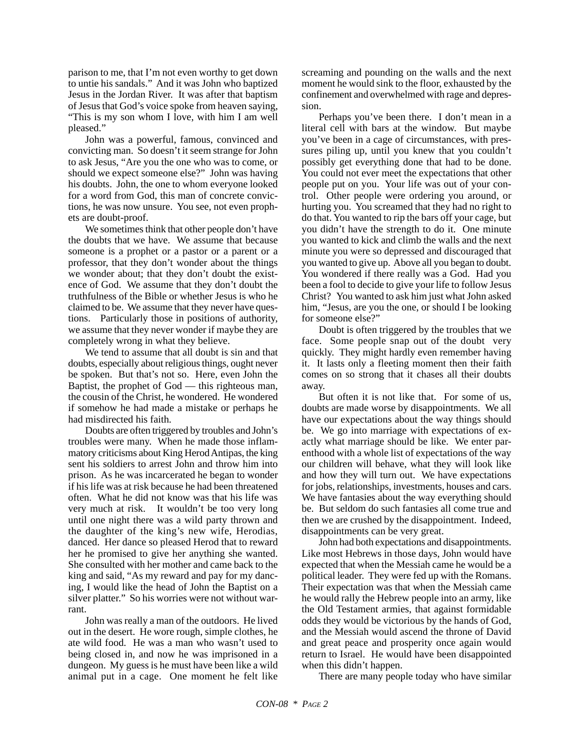parison to me, that I'm not even worthy to get down to untie his sandals." And it was John who baptized Jesus in the Jordan River. It was after that baptism of Jesus that God's voice spoke from heaven saying, "This is my son whom I love, with him I am well pleased."

John was a powerful, famous, convinced and convicting man. So doesn't it seem strange for John to ask Jesus, "Are you the one who was to come, or should we expect someone else?" John was having his doubts. John, the one to whom everyone looked for a word from God, this man of concrete convictions, he was now unsure. You see, not even prophets are doubt-proof.

We sometimes think that other people don't have the doubts that we have. We assume that because someone is a prophet or a pastor or a parent or a professor, that they don't wonder about the things we wonder about; that they don't doubt the existence of God. We assume that they don't doubt the truthfulness of the Bible or whether Jesus is who he claimed to be. We assume that they never have questions. Particularly those in positions of authority, we assume that they never wonder if maybe they are completely wrong in what they believe.

We tend to assume that all doubt is sin and that doubts, especially about religious things, ought never be spoken. But that's not so. Here, even John the Baptist, the prophet of God — this righteous man, the cousin of the Christ, he wondered. He wondered if somehow he had made a mistake or perhaps he had misdirected his faith.

Doubts are often triggered by troubles and John's troubles were many. When he made those inflammatory criticisms about King Herod Antipas, the king sent his soldiers to arrest John and throw him into prison. As he was incarcerated he began to wonder if his life was at risk because he had been threatened often. What he did not know was that his life was very much at risk. It wouldn't be too very long until one night there was a wild party thrown and the daughter of the king's new wife, Herodias, danced. Her dance so pleased Herod that to reward her he promised to give her anything she wanted. She consulted with her mother and came back to the king and said, "As my reward and pay for my dancing, I would like the head of John the Baptist on a silver platter." So his worries were not without warrant.

John was really a man of the outdoors. He lived out in the desert. He wore rough, simple clothes, he ate wild food. He was a man who wasn't used to being closed in, and now he was imprisoned in a dungeon. My guess is he must have been like a wild animal put in a cage. One moment he felt like screaming and pounding on the walls and the next moment he would sink to the floor, exhausted by the confinement and overwhelmed with rage and depression.

Perhaps you've been there. I don't mean in a literal cell with bars at the window. But maybe you've been in a cage of circumstances, with pressures piling up, until you knew that you couldn't possibly get everything done that had to be done. You could not ever meet the expectations that other people put on you. Your life was out of your control. Other people were ordering you around, or hurting you. You screamed that they had no right to do that. You wanted to rip the bars off your cage, but you didn't have the strength to do it. One minute you wanted to kick and climb the walls and the next minute you were so depressed and discouraged that you wanted to give up. Above all you began to doubt. You wondered if there really was a God. Had you been a fool to decide to give your life to follow Jesus Christ? You wanted to ask him just what John asked him, "Jesus, are you the one, or should I be looking for someone else?"

Doubt is often triggered by the troubles that we face. Some people snap out of the doubt very quickly. They might hardly even remember having it. It lasts only a fleeting moment then their faith comes on so strong that it chases all their doubts away.

But often it is not like that. For some of us, doubts are made worse by disappointments. We all have our expectations about the way things should be. We go into marriage with expectations of exactly what marriage should be like. We enter parenthood with a whole list of expectations of the way our children will behave, what they will look like and how they will turn out. We have expectations for jobs, relationships, investments, houses and cars. We have fantasies about the way everything should be. But seldom do such fantasies all come true and then we are crushed by the disappointment. Indeed, disappointments can be very great.

John had both expectations and disappointments. Like most Hebrews in those days, John would have expected that when the Messiah came he would be a political leader. They were fed up with the Romans. Their expectation was that when the Messiah came he would rally the Hebrew people into an army, like the Old Testament armies, that against formidable odds they would be victorious by the hands of God, and the Messiah would ascend the throne of David and great peace and prosperity once again would return to Israel. He would have been disappointed when this didn't happen.

There are many people today who have similar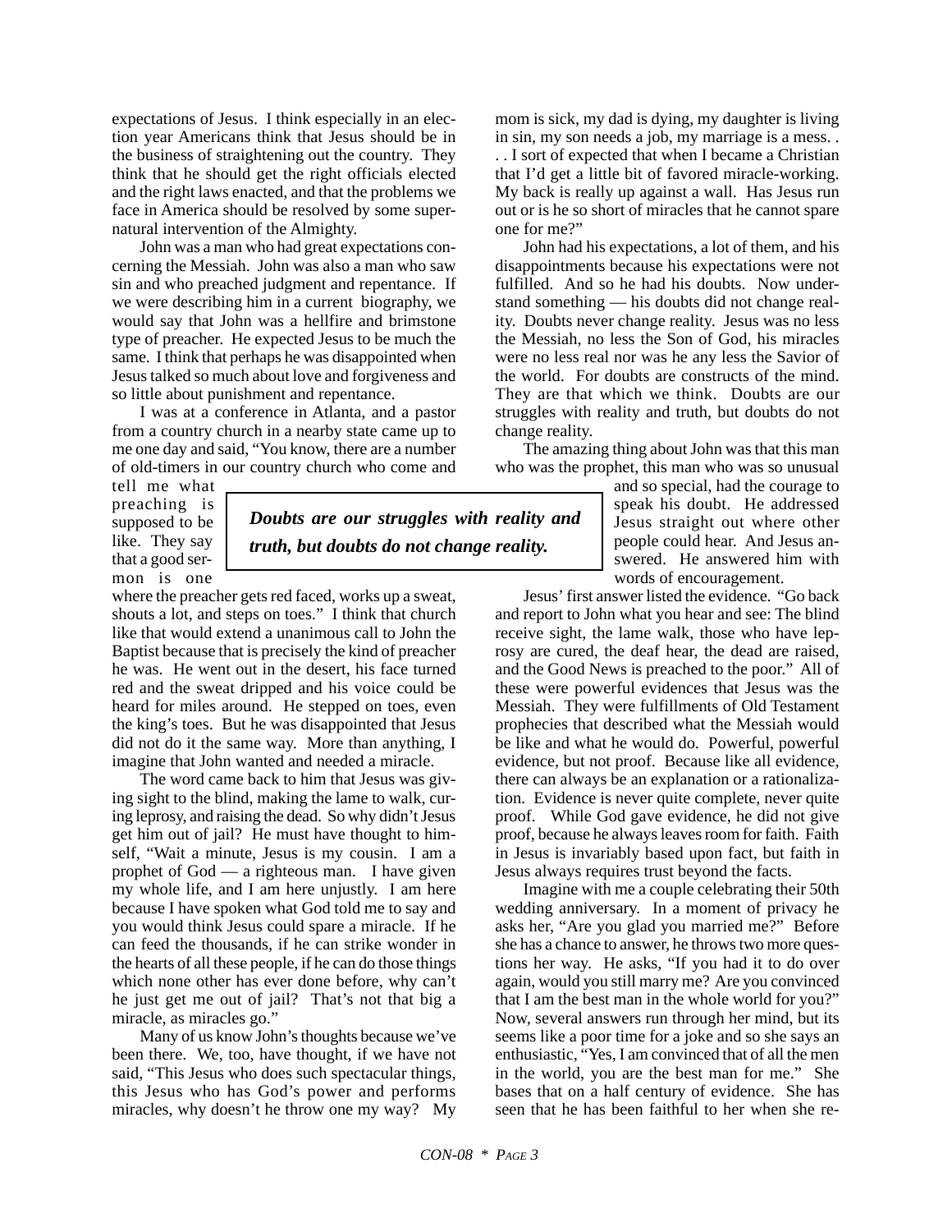expectations of Jesus. I think especially in an election year Americans think that Jesus should be in the business of straightening out the country. They think that he should get the right officials elected and the right laws enacted, and that the problems we face in America should be resolved by some supernatural intervention of the Almighty.

John was a man who had great expectations concerning the Messiah. John was also a man who saw sin and who preached judgment and repentance. If we were describing him in a current biography, we would say that John was a hellfire and brimstone type of preacher. He expected Jesus to be much the same. I think that perhaps he was disappointed when Jesus talked so much about love and forgiveness and so little about punishment and repentance.

I was at a conference in Atlanta, and a pastor from a country church in a nearby state came up to me one day and said, "You know, there are a number of old-timers in our country church who come and tell me what preaching is supposed to be like. They say that a good sermon is one where the preacher gets red faced, works up a sweat, shouts a lot, and steps on toes." I think that church like that would extend a unanimous call to John the Baptist because that is precisely the kind of preacher he was. He went out in the desert, his face turned red and the sweat dripped and his voice could be heard for miles around. He stepped on toes, even the king's toes. But he was disappointed that Jesus did not do it the same way. More than anything, I imagine that John wanted and needed a miracle.

> ***Doubts are our struggles with reality and truth, but doubts do not change reality.***

The word came back to him that Jesus was giving sight to the blind, making the lame to walk, curing leprosy, and raising the dead. So why didn't Jesus get him out of jail? He must have thought to himself, "Wait a minute, Jesus is my cousin. I am a prophet of God — a righteous man. I have given my whole life, and I am here unjustly. I am here because I have spoken what God told me to say and you would think Jesus could spare a miracle. If he can feed the thousands, if he can strike wonder in the hearts of all these people, if he can do those things which none other has ever done before, why can't he just get me out of jail? That's not that big a miracle, as miracles go."

Many of us know John's thoughts because we've been there. We, too, have thought, if we have not said, "This Jesus who does such spectacular things, this Jesus who has God's power and performs miracles, why doesn't he throw one my way? My mom is sick, my dad is dying, my daughter is living in sin, my son needs a job, my marriage is a mess. . . . I sort of expected that when I became a Christian that I'd get a little bit of favored miracle-working. My back is really up against a wall. Has Jesus run out or is he so short of miracles that he cannot spare one for me?"

John had his expectations, a lot of them, and his disappointments because his expectations were not fulfilled. And so he had his doubts. Now understand something — his doubts did not change reality. Doubts never change reality. Jesus was no less the Messiah, no less the Son of God, his miracles were no less real nor was he any less the Savior of the world. For doubts are constructs of the mind. They are that which we think. Doubts are our struggles with reality and truth, but doubts do not change reality.

The amazing thing about John was that this man who was the prophet, this man who was so unusual and so special, had the courage to speak his doubt. He addressed Jesus straight out where other people could hear. And Jesus answered. He answered him with words of encouragement.

Jesus' first answer listed the evidence. "Go back and report to John what you hear and see: The blind receive sight, the lame walk, those who have leprosy are cured, the deaf hear, the dead are raised, and the Good News is preached to the poor." All of these were powerful evidences that Jesus was the Messiah. They were fulfillments of Old Testament prophecies that described what the Messiah would be like and what he would do. Powerful, powerful evidence, but not proof. Because like all evidence, there can always be an explanation or a rationalization. Evidence is never quite complete, never quite proof. While God gave evidence, he did not give proof, because he always leaves room for faith. Faith in Jesus is invariably based upon fact, but faith in Jesus always requires trust beyond the facts.

Imagine with me a couple celebrating their 50th wedding anniversary. In a moment of privacy he asks her, "Are you glad you married me?" Before she has a chance to answer, he throws two more questions her way. He asks, "If you had it to do over again, would you still marry me? Are you convinced that I am the best man in the whole world for you?" Now, several answers run through her mind, but its seems like a poor time for a joke and so she says an enthusiastic, "Yes, I am convinced that of all the men in the world, you are the best man for me." She bases that on a half century of evidence. She has seen that he has been faithful to her when she re-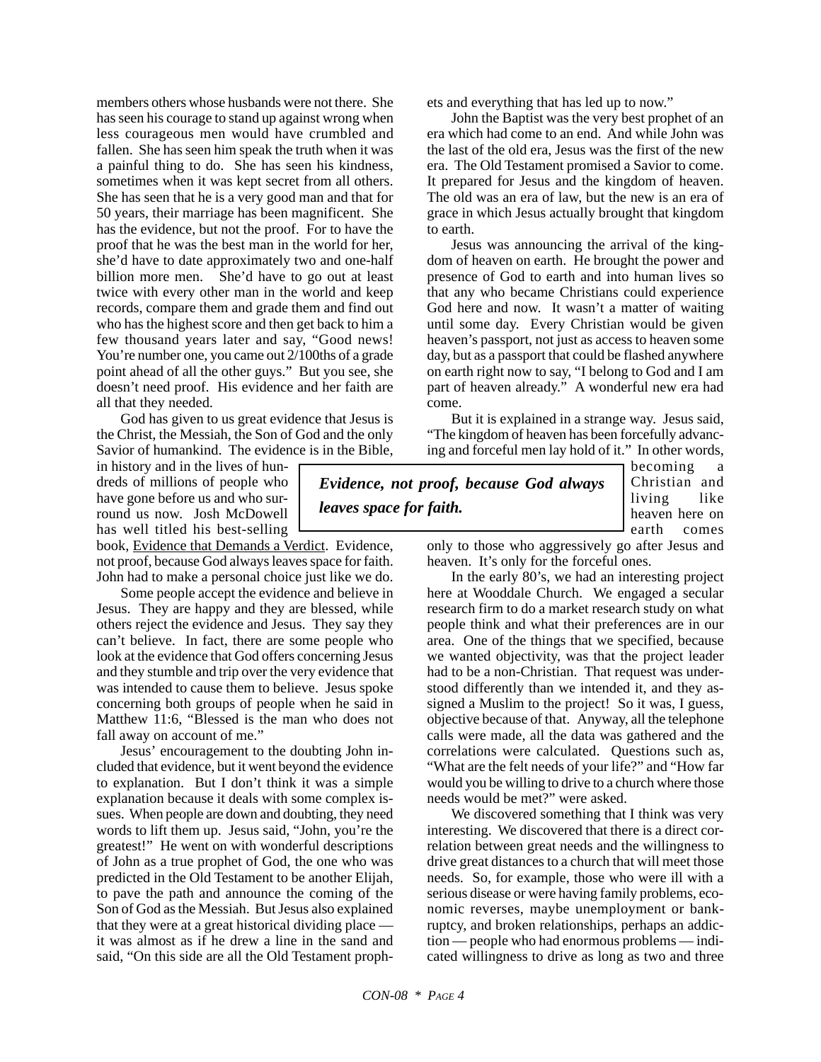members others whose husbands were not there. She has seen his courage to stand up against wrong when less courageous men would have crumbled and fallen. She has seen him speak the truth when it was a painful thing to do. She has seen his kindness, sometimes when it was kept secret from all others. She has seen that he is a very good man and that for 50 years, their marriage has been magnificent. She has the evidence, but not the proof. For to have the proof that he was the best man in the world for her, she'd have to date approximately two and one-half billion more men. She'd have to go out at least twice with every other man in the world and keep records, compare them and grade them and find out who has the highest score and then get back to him a few thousand years later and say, "Good news! You're number one, you came out 2/100ths of a grade point ahead of all the other guys." But you see, she doesn't need proof. His evidence and her faith are all that they needed.

God has given to us great evidence that Jesus is the Christ, the Messiah, the Son of God and the only Savior of humankind. The evidence is in the Bible, in history and in the lives of hundreds of millions of people who have gone before us and who surround us now. Josh McDowell has well titled his best-selling book, Evidence that Demands a Verdict. Evidence, not proof, because God always leaves space for faith. John had to make a personal choice just like we do.

Some people accept the evidence and believe in Jesus. They are happy and they are blessed, while others reject the evidence and Jesus. They say they can't believe. In fact, there are some people who look at the evidence that God offers concerning Jesus and they stumble and trip over the very evidence that was intended to cause them to believe. Jesus spoke concerning both groups of people when he said in Matthew 11:6, "Blessed is the man who does not fall away on account of me."

Jesus' encouragement to the doubting John included that evidence, but it went beyond the evidence to explanation. But I don't think it was a simple explanation because it deals with some complex issues. When people are down and doubting, they need words to lift them up. Jesus said, "John, you're the greatest!" He went on with wonderful descriptions of John as a true prophet of God, the one who was predicted in the Old Testament to be another Elijah, to pave the path and announce the coming of the Son of God as the Messiah. But Jesus also explained that they were at a great historical dividing place — it was almost as if he drew a line in the sand and said, "On this side are all the Old Testament prophets and everything that has led up to now."

John the Baptist was the very best prophet of an era which had come to an end. And while John was the last of the old era, Jesus was the first of the new era. The Old Testament promised a Savior to come. It prepared for Jesus and the kingdom of heaven. The old was an era of law, but the new is an era of grace in which Jesus actually brought that kingdom to earth.

Jesus was announcing the arrival of the kingdom of heaven on earth. He brought the power and presence of God to earth and into human lives so that any who became Christians could experience God here and now. It wasn't a matter of waiting until some day. Every Christian would be given heaven's passport, not just as access to heaven some day, but as a passport that could be flashed anywhere on earth right now to say, "I belong to God and I am part of heaven already." A wonderful new era had come.

But it is explained in a strange way. Jesus said, "The kingdom of heaven has been forcefully advancing and forceful men lay hold of it." In other words, becoming a Christian and living like heaven here on earth comes only to those who aggressively go after Jesus and heaven. It's only for the forceful ones.

> ***Evidence, not proof, because God always leaves space for faith.***

In the early 80's, we had an interesting project here at Wooddale Church. We engaged a secular research firm to do a market research study on what people think and what their preferences are in our area. One of the things that we specified, because we wanted objectivity, was that the project leader had to be a non-Christian. That request was understood differently than we intended it, and they assigned a Muslim to the project! So it was, I guess, objective because of that. Anyway, all the telephone calls were made, all the data was gathered and the correlations were calculated. Questions such as, "What are the felt needs of your life?" and "How far would you be willing to drive to a church where those needs would be met?" were asked.

We discovered something that I think was very interesting. We discovered that there is a direct correlation between great needs and the willingness to drive great distances to a church that will meet those needs. So, for example, those who were ill with a serious disease or were having family problems, economic reverses, maybe unemployment or bankruptcy, and broken relationships, perhaps an addiction — people who had enormous problems — indicated willingness to drive as long as two and three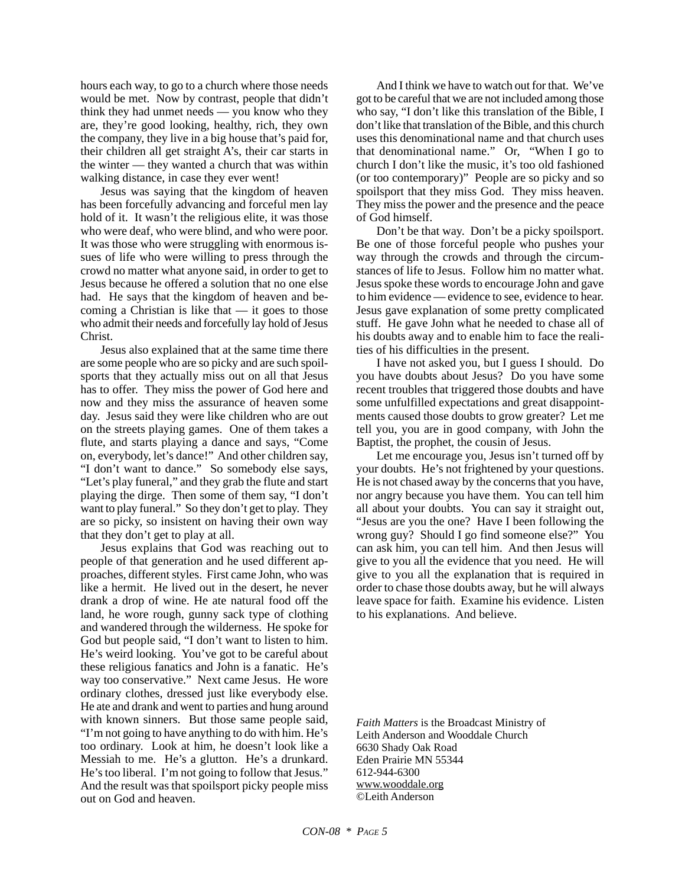hours each way, to go to a church where those needs would be met. Now by contrast, people that didn't think they had unmet needs — you know who they are, they're good looking, healthy, rich, they own the company, they live in a big house that's paid for, their children all get straight A's, their car starts in the winter — they wanted a church that was within walking distance, in case they ever went!

Jesus was saying that the kingdom of heaven has been forcefully advancing and forceful men lay hold of it. It wasn't the religious elite, it was those who were deaf, who were blind, and who were poor. It was those who were struggling with enormous issues of life who were willing to press through the crowd no matter what anyone said, in order to get to Jesus because he offered a solution that no one else had. He says that the kingdom of heaven and becoming a Christian is like that — it goes to those who admit their needs and forcefully lay hold of Jesus Christ.

Jesus also explained that at the same time there are some people who are so picky and are such spoilsports that they actually miss out on all that Jesus has to offer. They miss the power of God here and now and they miss the assurance of heaven some day. Jesus said they were like children who are out on the streets playing games. One of them takes a flute, and starts playing a dance and says, "Come on, everybody, let's dance!" And other children say, "I don't want to dance." So somebody else says, "Let's play funeral," and they grab the flute and start playing the dirge. Then some of them say, "I don't want to play funeral." So they don't get to play. They are so picky, so insistent on having their own way that they don't get to play at all.

Jesus explains that God was reaching out to people of that generation and he used different approaches, different styles. First came John, who was like a hermit. He lived out in the desert, he never drank a drop of wine. He ate natural food off the land, he wore rough, gunny sack type of clothing and wandered through the wilderness. He spoke for God but people said, "I don't want to listen to him. He's weird looking. You've got to be careful about these religious fanatics and John is a fanatic. He's way too conservative." Next came Jesus. He wore ordinary clothes, dressed just like everybody else. He ate and drank and went to parties and hung around with known sinners. But those same people said, "I'm not going to have anything to do with him. He's too ordinary. Look at him, he doesn't look like a Messiah to me. He's a glutton. He's a drunkard. He's too liberal. I'm not going to follow that Jesus." And the result was that spoilsport picky people miss out on God and heaven.

And I think we have to watch out for that. We've got to be careful that we are not included among those who say, "I don't like this translation of the Bible, I don't like that translation of the Bible, and this church uses this denominational name and that church uses that denominational name." Or, "When I go to church I don't like the music, it's too old fashioned (or too contemporary)" People are so picky and so spoilsport that they miss God. They miss heaven. They miss the power and the presence and the peace of God himself.

Don't be that way. Don't be a picky spoilsport. Be one of those forceful people who pushes your way through the crowds and through the circumstances of life to Jesus. Follow him no matter what. Jesus spoke these words to encourage John and gave to him evidence — evidence to see, evidence to hear. Jesus gave explanation of some pretty complicated stuff. He gave John what he needed to chase all of his doubts away and to enable him to face the realities of his difficulties in the present.

I have not asked you, but I guess I should. Do you have doubts about Jesus? Do you have some recent troubles that triggered those doubts and have some unfulfilled expectations and great disappointments caused those doubts to grow greater? Let me tell you, you are in good company, with John the Baptist, the prophet, the cousin of Jesus.

Let me encourage you, Jesus isn't turned off by your doubts. He's not frightened by your questions. He is not chased away by the concerns that you have, nor angry because you have them. You can tell him all about your doubts. You can say it straight out, "Jesus are you the one? Have I been following the wrong guy? Should I go find someone else?" You can ask him, you can tell him. And then Jesus will give to you all the evidence that you need. He will give to you all the explanation that is required in order to chase those doubts away, but he will always leave space for faith. Examine his evidence. Listen to his explanations. And believe.

*Faith Matters* is the Broadcast Ministry of
Leith Anderson and Wooddale Church
6630 Shady Oak Road
Eden Prairie MN 55344
612-944-6300
www.wooddale.org
©Leith Anderson